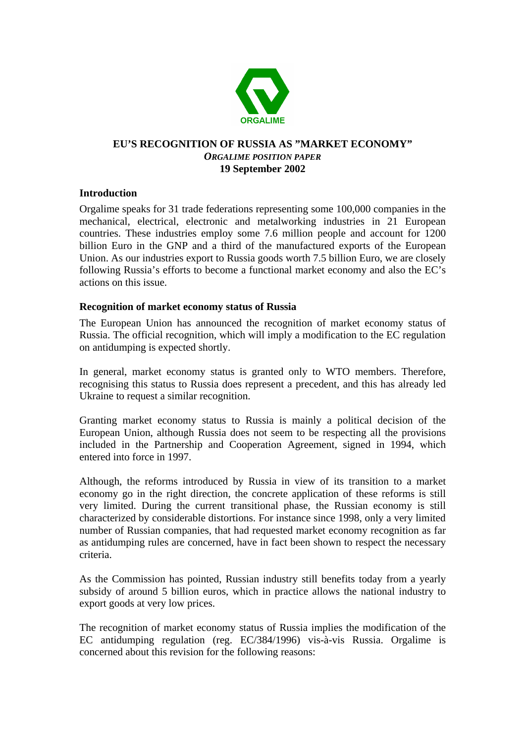ORGALIME

# EU'S RECOGNITION OF RUSSIA AS "MARKET ECONOMY"

***ORGALIME POSITION PAPER***

**19 September 2002**

## Introduction

Orgalime speaks for 31 trade federations representing some 100,000 companies in the mechanical, electrical, electronic and metalworking industries in 21 European countries. These industries employ some 7.6 million people and account for 1200 billion Euro in the GNP and a third of the manufactured exports of the European Union. As our industries export to Russia goods worth 7.5 billion Euro, we are closely following Russia's efforts to become a functional market economy and also the EC's actions on this issue.

## Recognition of market economy status of Russia

The European Union has announced the recognition of market economy status of Russia. The official recognition, which will imply a modification to the EC regulation on antidumping is expected shortly.

In general, market economy status is granted only to WTO members. Therefore, recognising this status to Russia does represent a precedent, and this has already led Ukraine to request a similar recognition.

Granting market economy status to Russia is mainly a political decision of the European Union, although Russia does not seem to be respecting all the provisions included in the Partnership and Cooperation Agreement, signed in 1994, which entered into force in 1997.

Although, the reforms introduced by Russia in view of its transition to a market economy go in the right direction, the concrete application of these reforms is still very limited. During the current transitional phase, the Russian economy is still characterized by considerable distortions. For instance since 1998, only a very limited number of Russian companies, that had requested market economy recognition as far as antidumping rules are concerned, have in fact been shown to respect the necessary criteria.

As the Commission has pointed, Russian industry still benefits today from a yearly subsidy of around 5 billion euros, which in practice allows the national industry to export goods at very low prices.

The recognition of market economy status of Russia implies the modification of the EC antidumping regulation (reg. EC/384/1996) vis-à-vis Russia. Orgalime is concerned about this revision for the following reasons: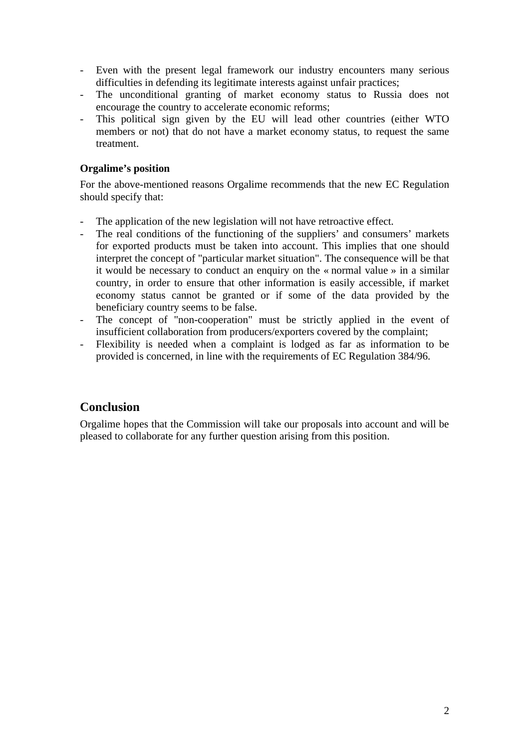- Even with the present legal framework our industry encounters many serious difficulties in defending its legitimate interests against unfair practices;
- The unconditional granting of market economy status to Russia does not encourage the country to accelerate economic reforms;
- This political sign given by the EU will lead other countries (either WTO members or not) that do not have a market economy status, to request the same treatment.

**Orgalime's position**

For the above-mentioned reasons Orgalime recommends that the new EC Regulation should specify that:

- The application of the new legislation will not have retroactive effect.
- The real conditions of the functioning of the suppliers' and consumers' markets for exported products must be taken into account. This implies that one should interpret the concept of "particular market situation". The consequence will be that it would be necessary to conduct an enquiry on the « normal value » in a similar country, in order to ensure that other information is easily accessible, if market economy status cannot be granted or if some of the data provided by the beneficiary country seems to be false.
- The concept of "non-cooperation" must be strictly applied in the event of insufficient collaboration from producers/exporters covered by the complaint;
- Flexibility is needed when a complaint is lodged as far as information to be provided is concerned, in line with the requirements of EC Regulation 384/96.

## Conclusion

Orgalime hopes that the Commission will take our proposals into account and will be pleased to collaborate for any further question arising from this position.